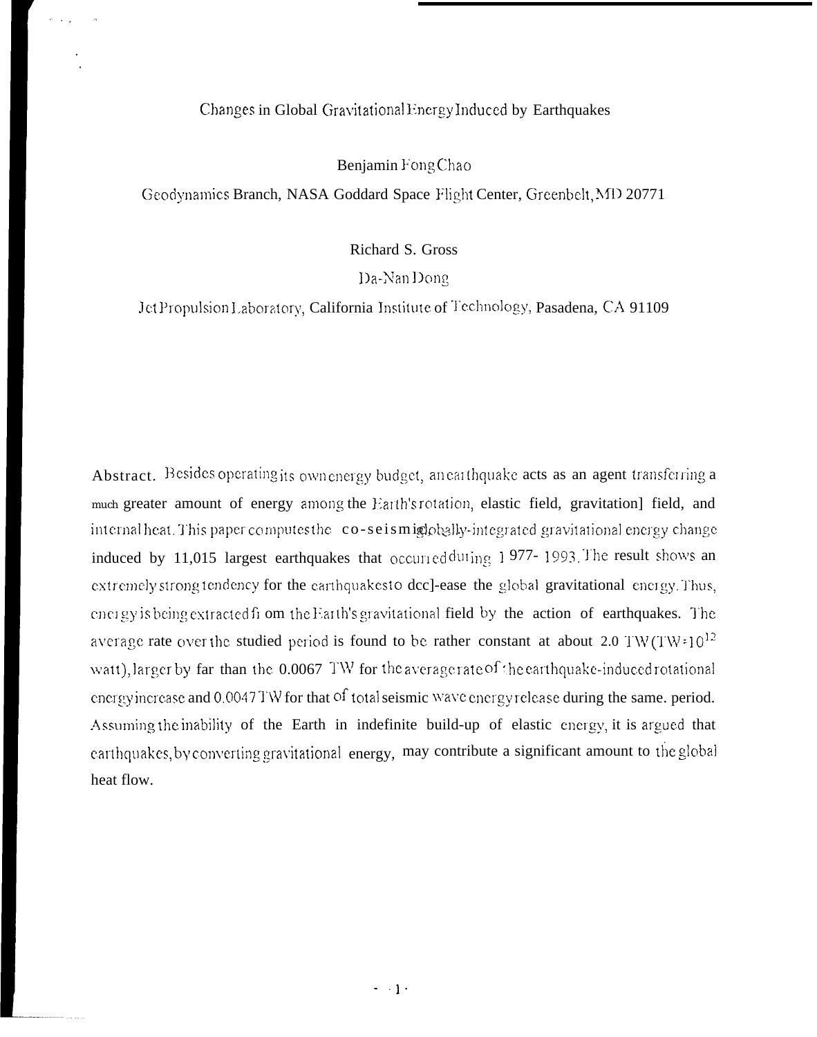# Changes in Global Gravitational Energy Induced by Earthquakes

Benjamin Fong Chao

Geodynamics Branch, NASA Goddard Space Flight Center, Greenbelt, MD 20771

Richard S. Gross

Da-Nan Dong

Jet Propulsion Laboratory, California Institute of Technology, Pasadena, CA 91109

**Abstract.** Besides operating its own energy budget, an earthquake acts as an agent transferring a much greater amount of energy among the Earth's rotation, elastic field, gravitational field, and internal heat. This paper computes the co-seismic globally-integrated gravitational energy change induced by 11,015 largest earthquakes that occurred during 1977-1993. The result shows an extremely strong tendency for the earthquakes to decrease the global gravitational energy. Thus, energy is being extracted from the Earth's gravitational field by the action of earthquakes. The average rate over the studied period is found to be rather constant at about 2.0 TW (TW = $10^{12}$ watt), larger by far than the 0.0067 TW for the average rate of the earthquake-induced rotational energy increase and 0.0047 TW for that of total seismic wave energy release during the same period. Assuming the inability of the Earth in indefinite build-up of elastic energy, it is argued that earthquakes, by converting gravitational energy, may contribute a significant amount to the global heat flow.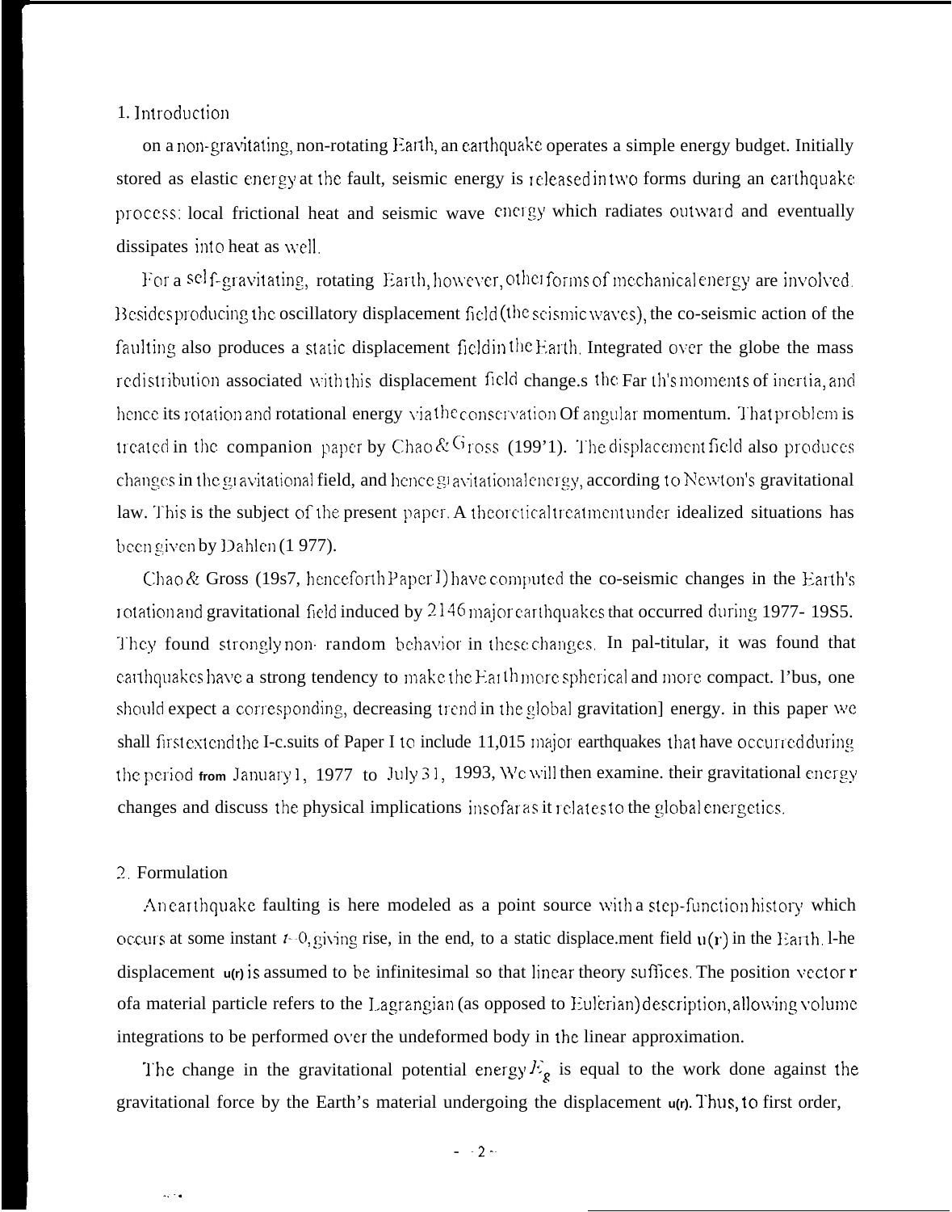## 1. Introduction

on a non-gravitating, non-rotating Earth, an earthquake operates a simple energy budget. Initially stored as elastic energy at the fault, seismic energy is released in two forms during an earthquake process: local frictional heat and seismic wave energy which radiates outward and eventually dissipates into heat as well.

For a self-gravitating, rotating Earth, however, other forms of mechanical energy are involved. Besides producing the oscillatory displacement field (the seismic waves), the co-seismic action of the faulting also produces a static displacement field in the Earth. Integrated over the globe the mass redistribution associated with this displacement field changes the Earth's moments of inertia, and hence its rotation and rotational energy via the conservation Of angular momentum. That problem is treated in the companion paper by Chao & Gross (199'1). The displacement field also produces changes in the gravitational field, and hence gravitational energy, according to Newton's gravitational law. This is the subject of the present paper. A theoretical treatment under idealized situations has been given by Dahlen (1 977).

Chao & Gross (19s7, henceforth Paper I) have computed the co-seismic changes in the Earth's rotation and gravitational field induced by 2146 major earthquakes that occurred during 1977- 19S5. They found strongly non- random behavior in these changes. In pal-titular, it was found that earthquakes have a strong tendency to make the Earth more spherical and more compact. Thus, one should expect a corresponding, decreasing trend in the global gravitation] energy. in this paper we shall first extend the I-c.suits of Paper I to include 11,015 major earthquakes that have occurred during the period from January 1, 1977 to July 31, 1993, We will then examine. their gravitational energy changes and discuss the physical implications insofar as it relates to the global energetics.

## 2. Formulation

An earthquake faulting is here modeled as a point source with a step-function history which occurs at some instant $t=0$, giving rise, in the end, to a static displace.ment field $\mathbf{u}(\mathbf{r})$ in the Earth. The displacement $\mathbf{u}(\mathbf{r})$ is assumed to be infinitesimal so that linear theory suffices. The position vector $\mathbf{r}$ of a material particle refers to the Lagrangian (as opposed to Eulerian) description, allowing volume integrations to be performed over the undeformed body in the linear approximation.

The change in the gravitational potential energy $E_g$ is equal to the work done against the gravitational force by the Earth's material undergoing the displacement $\mathbf{u}(\mathbf{r})$. Thus, to first order,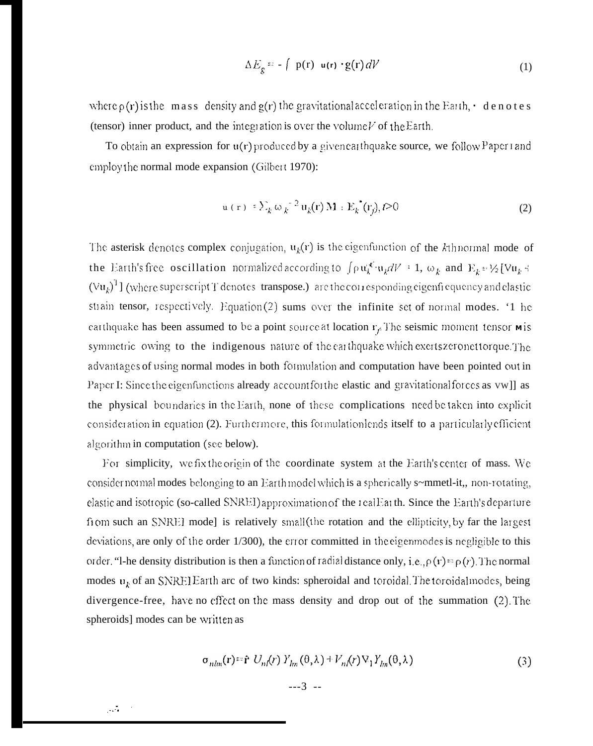$$\Delta E_g = - \int \rho(\mathbf{r}) \; \mathbf{u}(\mathbf{r}) \cdot \mathbf{g}(\mathbf{r}) \, dV \tag{1}$$

where $\rho(\mathbf{r})$ is the mass density and $\mathbf{g}(\mathbf{r})$ the gravitational acceleration in the Earth, $\cdot$ denotes (tensor) inner product, and the integration is over the volume $V$ of the Earth.

To obtain an expression for $\mathbf{u}(\mathbf{r})$ produced by a given earthquake source, we follow Paper I and employ the normal mode expansion (Gilbert 1970):

$$\mathbf{u}(\mathbf{r}) = \sum_k \omega_k^{-2} \mathbf{u}_k(\mathbf{r}) \, \mathbf{M} : \mathbf{E}_k^*(\mathbf{r}_f), \; t > 0 \tag{2}$$

The asterisk denotes complex conjugation, $\mathbf{u}_k(\mathbf{r})$ is the eigenfunction of the $k$th normal mode of the Earth's free oscillation normalized according to $\int \rho \, \mathbf{u}_k^* \cdot \mathbf{u}_k dV = 1$, $\omega_k$ and $\mathbf{E}_k = \frac{1}{2}[\nabla \mathbf{u}_k + (\nabla \mathbf{u}_k)^T]$ (where superscript T denotes transpose.) are the corresponding eigenfrequency and elastic strain tensor, respectively. Equation (2) sums over the infinite set of normal modes. The earthquake has been assumed to be a point source at location $\mathbf{r}_f$. The seismic moment tensor $\mathbf{M}$ is symmetric owing to the indigenous nature of the earthquake which exerts zero net torque. The advantages of using normal modes in both formulation and computation have been pointed out in Paper I: Since the eigenfunctions already account for the elastic and gravitational forces as well as the physical boundaries in the Earth, none of these complications need be taken into explicit consideration in equation (2). Furthermore, this formulation lends itself to a particularly efficient algorithm in computation (see below).

For simplicity, we fix the origin of the coordinate system at the Earth's center of mass. We consider normal modes belonging to an Earth model which is a spherically symmetric, non-rotating, elastic and isotropic (so-called SNREI) approximation of the real Earth. Since the Earth's departure from such an SNREI model is relatively small (the rotation and the ellipticity, by far the largest deviations, are only of the order 1/300), the error committed in the eigenmodes is negligible to this order. The density distribution is then a function of radial distance only, i.e., $\rho(\mathbf{r}) = \rho(r)$. The normal modes $\mathbf{u}_k$ of an SNREI Earth are of two kinds: spheroidal and toroidal. The toroidal modes, being divergence-free, have no effect on the mass density and drop out of the summation (2). The spheroidal modes can be written as

$$\sigma_{nlm}(\mathbf{r}) = \hat{\mathbf{r}} \; U_{nl}(r) \; Y_{lm}(\theta, \lambda) + V_{nl}(r) \nabla_1 Y_{lm}(\theta, \lambda) \tag{3}$$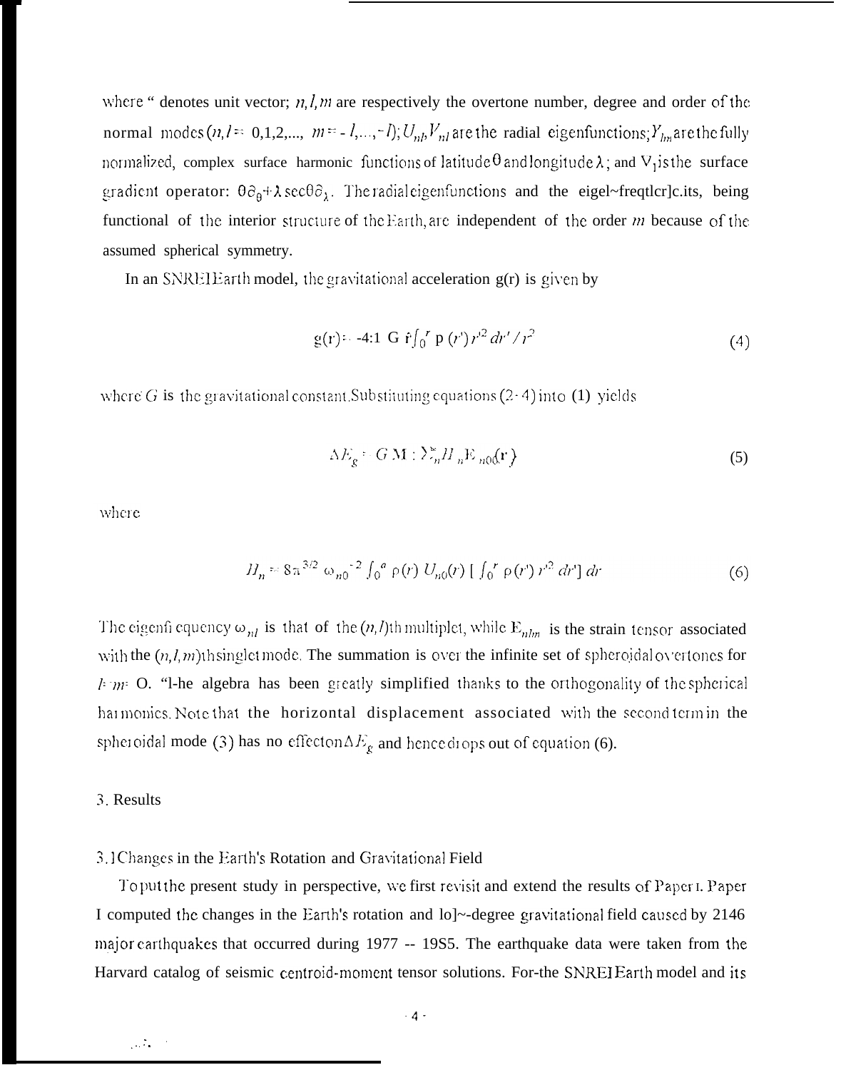where " denotes unit vector; $n, l, m$ are respectively the overtone number, degree and order of the normal modes ($n, l = 0,1,2,...,$ $m = -l,...,-l$); $U_{nl}, V_{nl}$ are the radial eigenfunctions; $Y_{lm}$ are the fully normalized, complex surface harmonic functions of latitude $\theta$ and longitude $\lambda$; and $\nabla_1$ is the surface gradient operator: $\hat{\theta}\partial_\theta + \hat{\lambda}\sec\theta\partial_\lambda$. The radial eigenfunctions and the eigenfrequencies, being functional of the interior structure of the Earth, are independent of the order $m$ because of the assumed spherical symmetry.

In an SNREI Earth model, the gravitational acceleration g(r) is given by

$$g(r) = -4\pi G \hat{r} \int_0^r \rho(r') r'^2 dr' / r^2 \tag{4}$$

where $G$ is the gravitational constant. Substituting equations (2-4) into (1) yields

$$\Delta E_g = GM : \sum_n^\infty H_n E_{n00}(r) \tag{5}$$

where

$$H_n = 8\pi^{3/2} \omega_{n0}^{-2} \int_0^a \rho(r) U_{n0}(r) [\int_0^r \rho(r') r'^2 dr'] dr \tag{6}$$

The eigenfrequency $\omega_{nl}$ is that of the $(n,l)$th multiplet, while $E_{nlm}$ is the strain tensor associated with the $(n,l,m)$th singlet mode. The summation is over the infinite set of spheroidal overtones for $l = m = 0$. The algebra has been greatly simplified thanks to the orthogonality of the spherical harmonics. Note that the horizontal displacement associated with the second term in the spheroidal mode (3) has no effect on $\Delta E_g$ and hence drops out of equation (6).

## 3. Results

### 3.1 Changes in the Earth's Rotation and Gravitational Field

To put the present study in perspective, we first revisit and extend the results of Paper I. Paper I computed the changes in the Earth's rotation and low-degree gravitational field caused by 2146 major earthquakes that occurred during 1977 -- 1985. The earthquake data were taken from the Harvard catalog of seismic centroid-moment tensor solutions. For the SNREI Earth model and its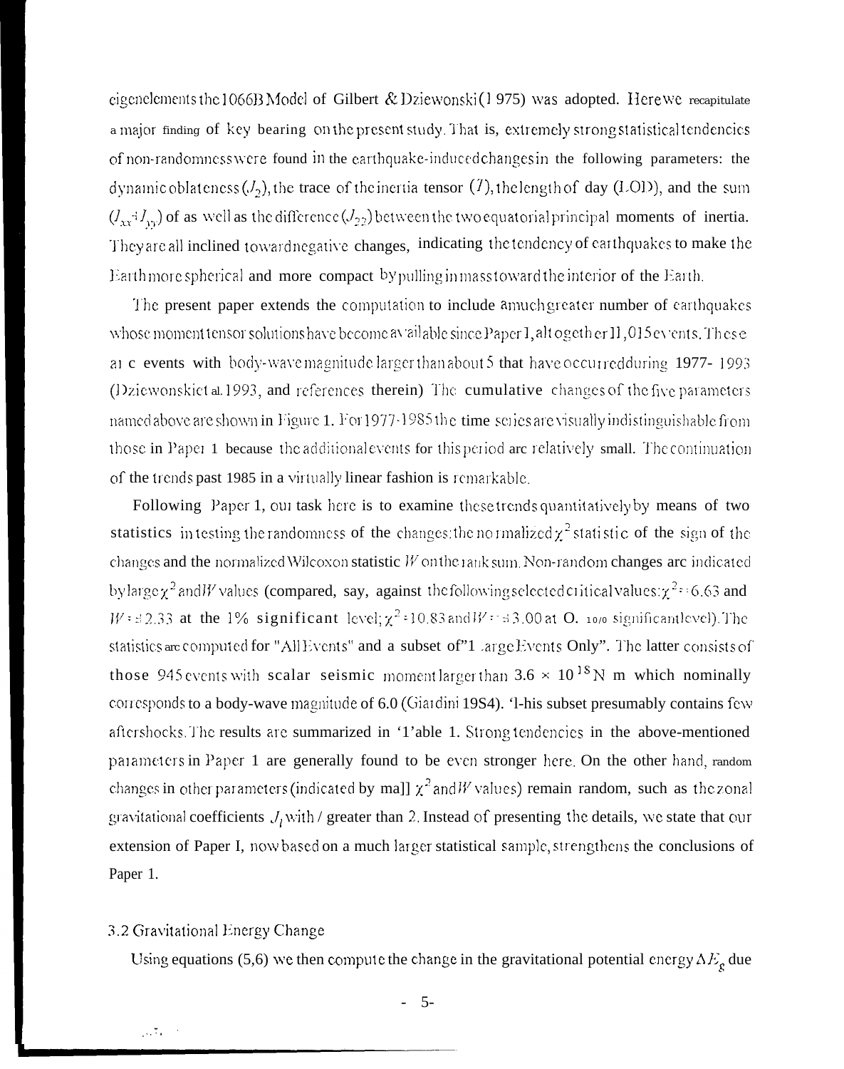eigenelements the 1066B Model of Gilbert & Dziewonski (1975) was adopted. Here we recapitulate a major finding of key bearing on the present study. That is, extremely strong statistical tendencies of non-randomness were found in the earthquake-induced changes in the following parameters: the dynamic oblateness ($J_2$), the trace of the inertia tensor ($T$), the length of day (LOD), and the sum ($I_{xx}+I_{yy}$) of as well as the difference ($J_{22}$) between the two equatorial principal moments of inertia. They are all inclined toward negative changes, indicating the tendency of earthquakes to make the Earth more spherical and more compact by pulling in mass toward the interior of the Earth.

The present paper extends the computation to include a much greater number of earthquakes whose moment tensor solutions have become available since Paper 1, altogether 11,015 events. These are events with body-wave magnitude larger than about 5 that have occurred during 1977- 1993 (Dziewonski et al. 1993, and references therein) The cumulative changes of the five parameters named above are shown in Figure 1. For 1977-1985 the time series are visually indistinguishable from those in Paper 1 because the additional events for this period are relatively small. The continuation of the trends past 1985 in a virtually linear fashion is remarkable.

Following Paper 1, our task here is to examine these trends quantitatively by means of two statistics in testing the randomness of the changes: the normalized $\chi^2$ statistic of the sign of the changes and the normalized Wilcoxon statistic $W$ on the rank sum. Non-random changes are indicated by large $\chi^2$ and $W$ values (compared, say, against the following selected critical values: $\chi^2 = 6.63$ and $W = \pm 2.33$ at the 1% significant level; $\chi^2 = 10.83$ and $W = \pm 3.00$ at 0.1% significant level). The statistics are computed for "All Events" and a subset of "Large Events Only". The latter consists of those 945 events with scalar seismic moment larger than $3.6 \times 10^{18}$ N m which nominally corresponds to a body-wave magnitude of 6.0 (Giardini 1984). This subset presumably contains few aftershocks. The results are summarized in Table 1. Strong tendencies in the above-mentioned parameters in Paper 1 are generally found to be even stronger here. On the other hand, random changes in other parameters (indicated by small $\chi^2$ and $W$ values) remain random, such as the zonal gravitational coefficients $J_l$ with $l$ greater than 2. Instead of presenting the details, we state that our extension of Paper I, now based on a much larger statistical sample, strengthens the conclusions of Paper 1.

### 3.2 Gravitational Energy Change

Using equations (5,6) we then compute the change in the gravitational potential energy $\Delta E_g$ due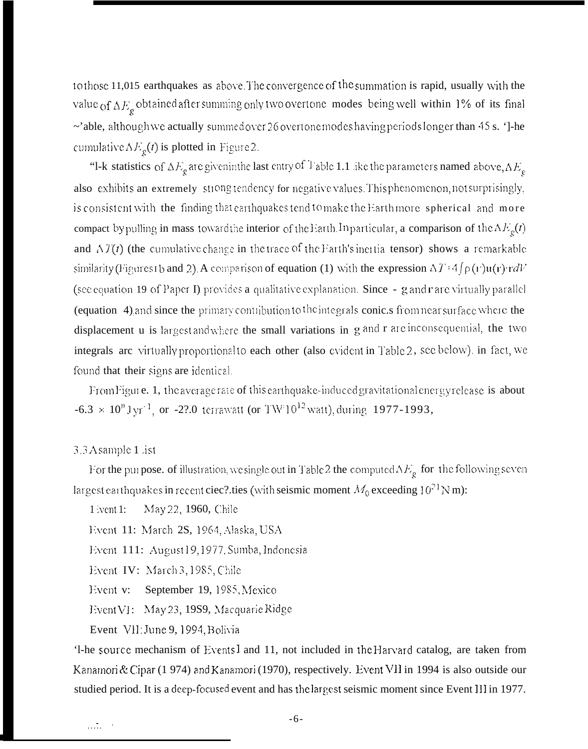to those 11,015 earthquakes as above. The convergence of the summation is rapid, usually with the value of $\Delta E_g$ obtained after summing only two overtone modes being well within 1% of its final value, although we actually summed over 26 overtone modes having periods longer than 45 s. The cumulative $\Delta E_g(t)$ is plotted in Figure 2.

The statistics of $\Delta E_g$ are given in the last entry of Table 1. Like the parameters named above, $\Delta E_g$ also exhibits an extremely strong tendency for negative values. This phenomenon, not surprisingly, is consistent with the finding that earthquakes tend to make the Earth more spherical and more compact by pulling in mass toward the interior of the Earth. In particular, a comparison of the $\Delta E_g(t)$ and $\Delta T(t)$ (the cumulative change in the trace of the Earth's inertia tensor) shows a remarkable similarity (Figures 1b and 2). A comparison of equation (1) with the expression $\Delta T = 4\int \rho(\mathbf{r})\mathbf{u}(\mathbf{r})\cdot\mathbf{r}dV$ (see equation 19 of Paper I) provides a qualitative explanation. Since $-\mathbf{g}$ and $\mathbf{r}$ are virtually parallel (equation 4), and since the primary contribution to the integrals comes from near surface where the displacement $\mathbf{u}$ is largest and where the small variations in $\mathbf{g}$ and $\mathbf{r}$ are inconsequential, the two integrals are virtually proportional to each other (also evident in Table 2, see below). In fact, we found that their signs are identical.

From Figure 1, the average rate of this earthquake-induced gravitational energy release is about $-6.3 \times 10^{19}$ J yr$^{-1}$, or -2?.0 terrawatt (or TW $10^{12}$ watt), during 1977-1993,

### 3.3 A sample List

For the purpose of illustration, we single out in Table 2 the computed $\Delta E_g$ for the following seven largest earthquakes in recent decades (with seismic moment $M_0$ exceeding $10^{21}$ N m):

Event I: May 22, 1960, Chile

Event II: March 28, 1964, Alaska, USA

Event III: August 19, 1977, Sumba, Indonesia

Event IV: March 3, 1985, Chile

Event V: September 19, 1985, Mexico

Event VI: May 23, 1989, Macquarie Ridge

Event VII: June 9, 1994, Bolivia

The source mechanism of Events I and II, not included in the Harvard catalog, are taken from Kanamori & Cipar (1974) and Kanamori (1970), respectively. Event VII in 1994 is also outside our studied period. It is a deep-focused event and has the largest seismic moment since Event III in 1977.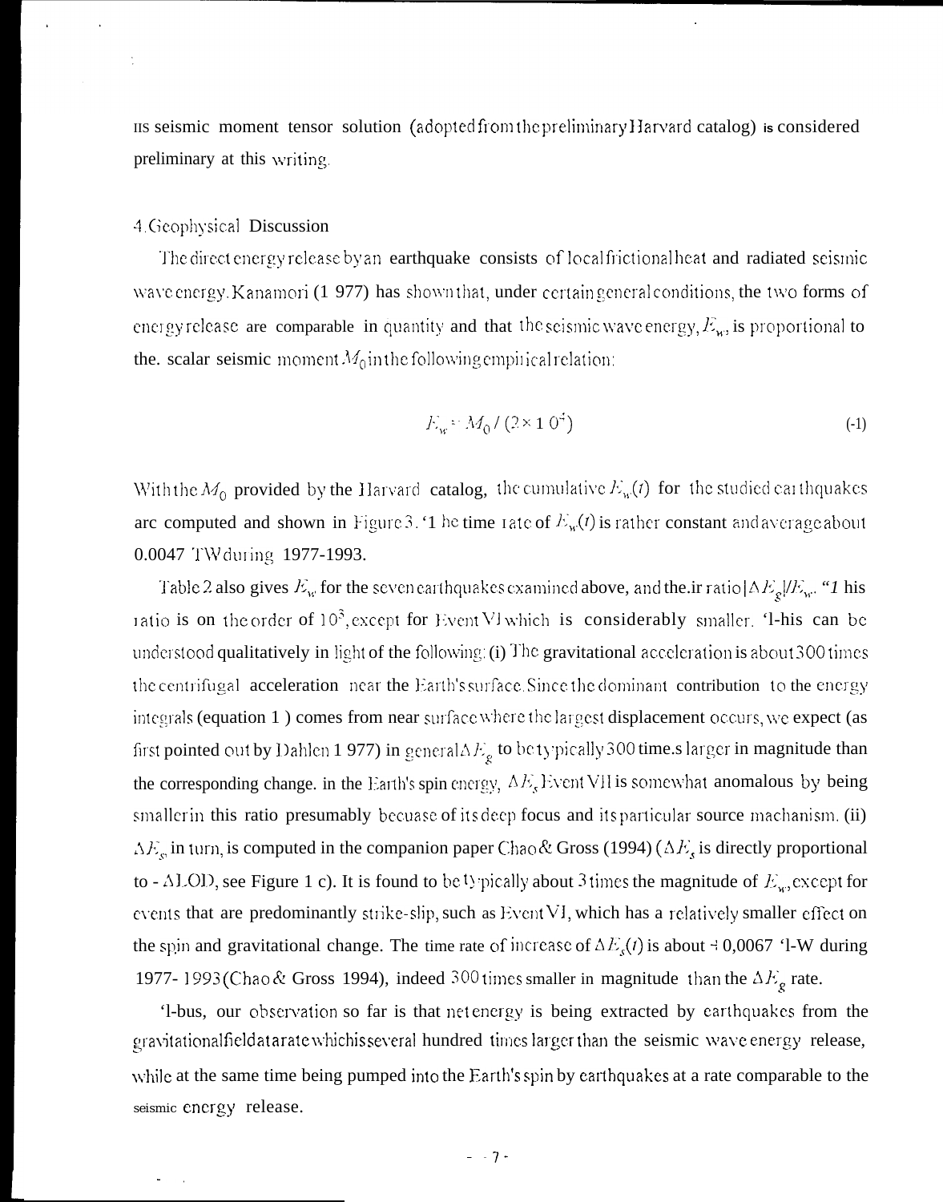its seismic moment tensor solution (adopted from the preliminary Harvard catalog) is considered preliminary at this writing.

## 4. Geophysical Discussion

The direct energy release by an earthquake consists of local frictional heat and radiated seismic wave energy. Kanamori (1977) has shown that, under certain general conditions, the two forms of energy release are comparable in quantity and that the seismic wave energy, $E_w$, is proportional to the. scalar seismic moment $M_0$ in the following empirical relation:

$$E_w = M_0 / (2 \times 10^4) \tag{-1}$$

With the $M_0$ provided by the Harvard catalog, the cumulative $E_w(t)$ for the studied earthquakes are computed and shown in Figure 3. The time rate of $E_w(t)$ is rather constant and average about 0.0047 TW during 1977-1993.

Table 2 also gives $E_w$ for the seven earthquakes examined above, and the.ir ratio $|\Delta E_g|/E_w$. This ratio is on the order of $10^3$, except for Event VI which is considerably smaller. This can be understood qualitatively in light of the following: (i) The gravitational acceleration is about 300 times the centrifugal acceleration near the Earth's surface. Since the dominant contribution to the energy integrals (equation 1) comes from near surface where the largest displacement occurs, we expect (as first pointed out by Dahlen 1977) in general $\Delta E_g$ to be typically 300 time.s larger in magnitude than the corresponding change. in the Earth's spin energy, $\Delta E_s$ Event VII is somewhat anomalous by being smaller in this ratio presumably becuase of its deep focus and its particular source machanism. (ii) $\Delta E_s$, in turn, is computed in the companion paper Chao & Gross (1994) ($\Delta E_s$ is directly proportional to - ΔLOD, see Figure 1 c). It is found to be typically about 3 times the magnitude of $E_w$, except for events that are predominantly strike-slip, such as Event VI, which has a relatively smaller effect on the spin and gravitational change. The time rate of increase of $\Delta E_s(t)$ is about + 0,0067 TW during 1977-1993 (Chao & Gross 1994), indeed 300 times smaller in magnitude than the $\Delta E_g$ rate.

Thus, our observation so far is that net energy is being extracted by earthquakes from the gravitational field at a rate which is several hundred times larger than the seismic wave energy release, while at the same time being pumped into the Earth's spin by earthquakes at a rate comparable to the seismic energy release.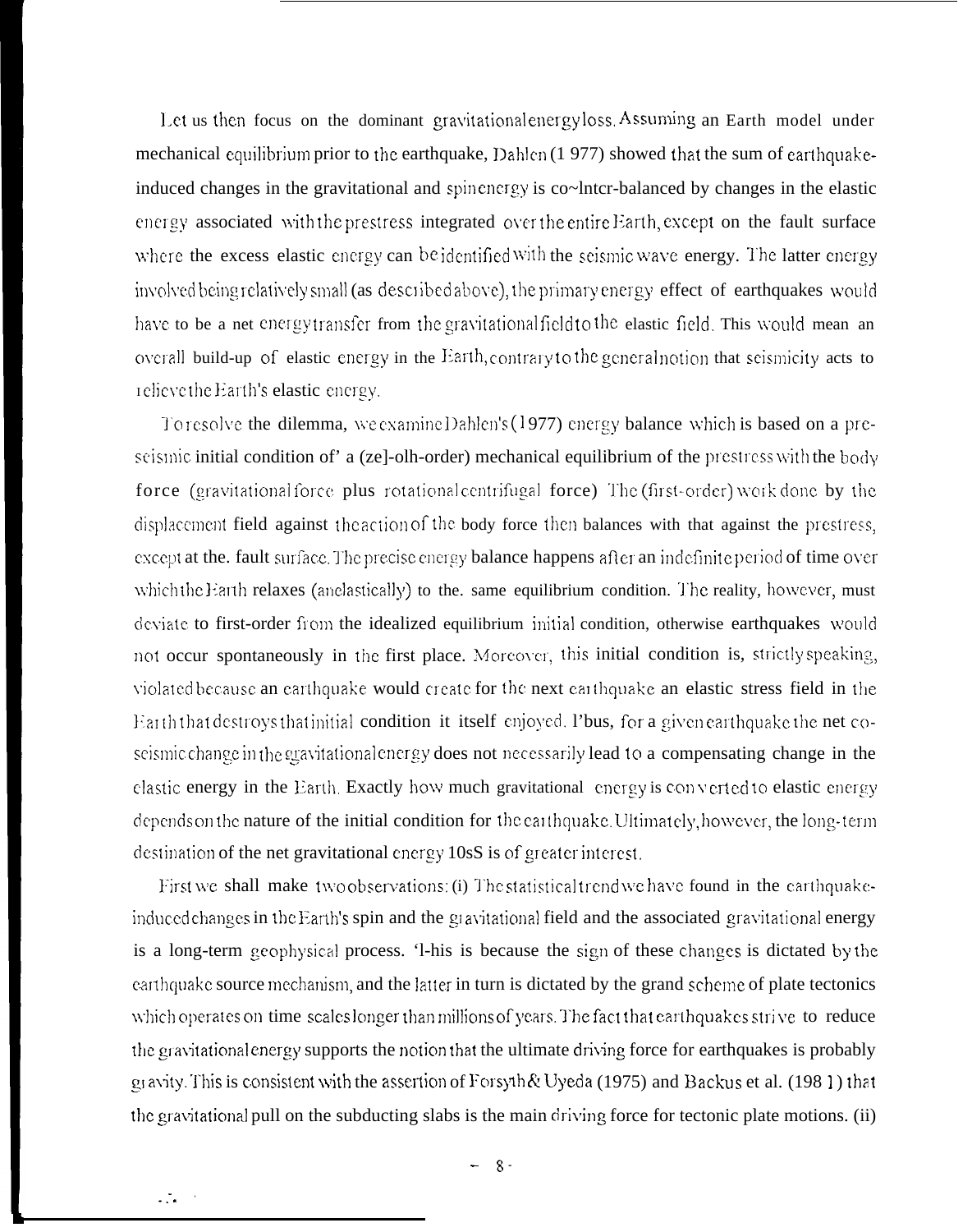Let us then focus on the dominant gravitational energy loss. Assuming an Earth model under mechanical equilibrium prior to the earthquake, Dahlen (1977) showed that the sum of earthquake-induced changes in the gravitational and spin energy is counter-balanced by changes in the elastic energy associated with the prestress integrated over the entire Earth, except on the fault surface where the excess elastic energy can be identified with the seismic wave energy. The latter energy involved being relatively small (as described above), the primary energy effect of earthquakes would have to be a net energy transfer from the gravitational field to the elastic field. This would mean an overall build-up of elastic energy in the Earth, contrary to the general notion that seismicity acts to relieve the Earth's elastic energy.

To resolve the dilemma, we examine Dahlen's (1977) energy balance which is based on a pre-seismic initial condition of a (zeroth-order) mechanical equilibrium of the prestress with the body force (gravitational force plus rotational centrifugal force). The (first-order) work done by the displacement field against the action of the body force then balances with that against the prestress, except at the fault surface. The precise energy balance happens after an indefinite period of time over which the Earth relaxes (anelastically) to the same equilibrium condition. The reality, however, must deviate to first-order from the idealized equilibrium initial condition, otherwise earthquakes would not occur spontaneously in the first place. Moreover, this initial condition is, strictly speaking, violated because an earthquake would create for the next earthquake an elastic stress field in the Earth that destroys that initial condition it itself enjoyed. Thus, for a given earthquake the net co-seismic change in the gravitational energy does not necessarily lead to a compensating change in the elastic energy in the Earth. Exactly how much gravitational energy is converted to elastic energy depends on the nature of the initial condition for the earthquake. Ultimately, however, the long-term destination of the net gravitational energy loss is of greater interest.

First we shall make two observations: (i) The statistical trend we have found in the earthquake-induced changes in the Earth's spin and the gravitational field and the associated gravitational energy is a long-term geophysical process. This is because the sign of these changes is dictated by the earthquake source mechanism, and the latter in turn is dictated by the grand scheme of plate tectonics which operates on time scales longer than millions of years. The fact that earthquakes strive to reduce the gravitational energy supports the notion that the ultimate driving force for earthquakes is probably gravity. This is consistent with the assertion of Forsyth & Uyeda (1975) and Backus et al. (1981) that the gravitational pull on the subducting slabs is the main driving force for tectonic plate motions. (ii)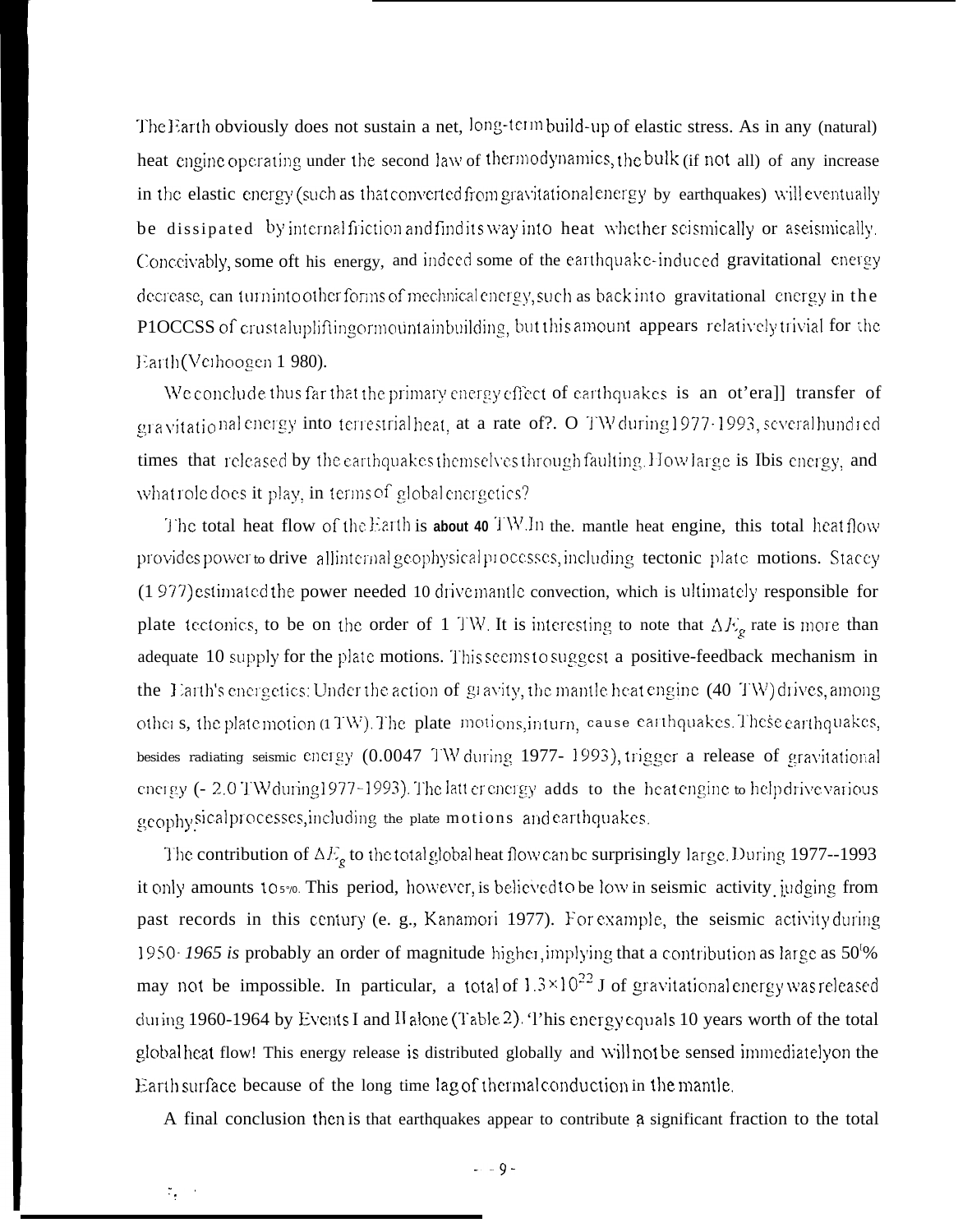The Earth obviously does not sustain a net, long-term build-up of elastic stress. As in any (natural) heat engine operating under the second law of thermodynamics, the bulk (if not all) of any increase in the elastic energy (such as that converted from gravitational energy by earthquakes) will eventually be dissipated by internal friction and find its way into heat whether seismically or aseismically. Conceivably, some oft his energy, and indeed some of the earthquake-induced gravitational energy decrease, can turn into other forms of mechnical energy, such as back into gravitational energy in the P1OCCSS of crustal uplifting or mountain building, but this amount appears relatively trivial for the Earth (Verhoogen 1 980).

We conclude thus far that the primary energy effect of earthquakes is an ot'era]] transfer of gravitational energy into terrestrial heat, at a rate of?. O TW during 1977-1993, several hundred times that released by the earthquakes themselves through faulting. How large is Ibis energy, and what role does it play, in terms of global energetics?

The total heat flow of the Earth is **about 40** TW. In the. mantle heat engine, this total heat flow provides power to drive all internal geophysical processes, including tectonic plate motions. Stacey (1 977) estimated the power needed 10 drive mantle convection, which is ultimately responsible for plate tectonics, to be on the order of 1 TW. It is interesting to note that $\Delta E_g$ rate is more than adequate 10 supply for the plate motions. This seems to suggest a positive-feedback mechanism in the Earth's energetics: Under the action of gravity, the mantle heat engine (40 TW) drives, among others, the plate motion (1 TW). The plate motions, in turn, cause earthquakes. These earthquakes, besides radiating seismic energy (0.0047 TW during 1977- 1993), trigger a release of gravitational energy (- 2.0 TW during 1977-1993). The latter energy adds to the heat engine to help drive various geophysical processes, including the plate motions and earthquakes.

The contribution of $\Delta E_g$ to the total global heat flow can be surprisingly large. During 1977--1993 it only amounts to 5%. This period, however, is believed to be low in seismic activity, judging from past records in this century (e. g., Kanamori 1977). For example, the seismic activity during 1950- *1965 is* probably an order of magnitude higher, implying that a contribution as large as 50% may not be impossible. In particular, a total of $1.3\times10^{22}$ J of gravitational energy was released during 1960-1964 by Events I and II alone (Table 2). This energy equals 10 years worth of the total global heat flow! This energy release is distributed globally and will not be sensed immediately on the Earth surface because of the long time lag of thermal conduction in the mantle.

A final conclusion then is that earthquakes appear to contribute a significant fraction to the total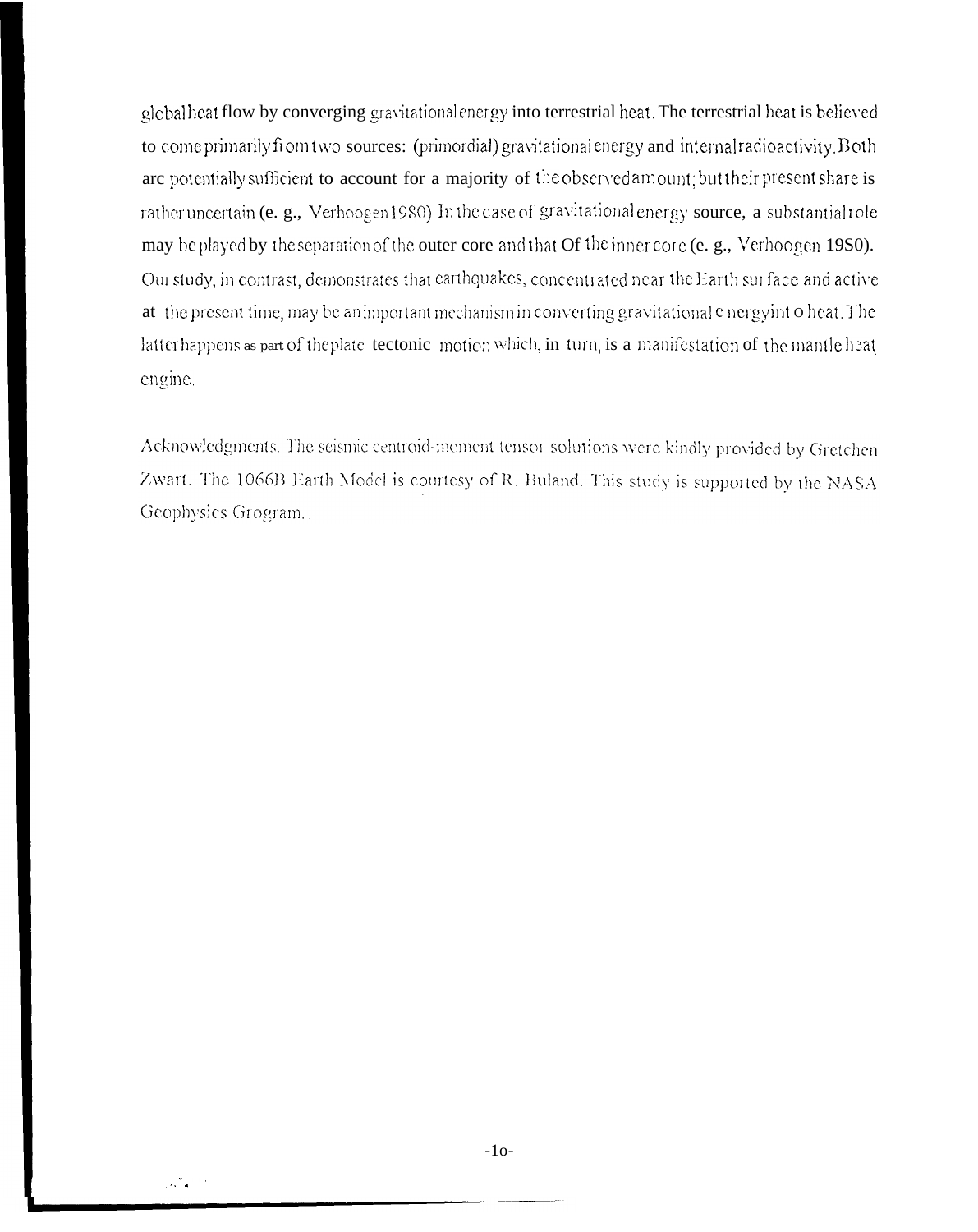global heat flow by converging gravitational energy into terrestrial heat. The terrestrial heat is believed to come primarily from two sources: (primordial) gravitational energy and internal radioactivity. Both are potentially sufficient to account for a majority of the observed amount; but their present share is rather uncertain (e. g., Verhoogen 1980). In the case of gravitational energy source, a substantial role may be played by the separation of the outer core and that Of the inner core (e. g., Verhoogen 1980). Our study, in contrast, demonstrates that earthquakes, concentrated near the Earth surface and active at the present time, may be an important mechanism in converting gravitational energy into heat. The latter happens as part of the plate tectonic motion which, in turn, is a manifestation of the mantle heat engine.

Acknowledgments. The seismic centroid-moment tensor solutions were kindly provided by Gretchen Zwart. The 1066B Earth Model is courtesy of R. Buland. This study is supported by the NASA Geophysics Grogram.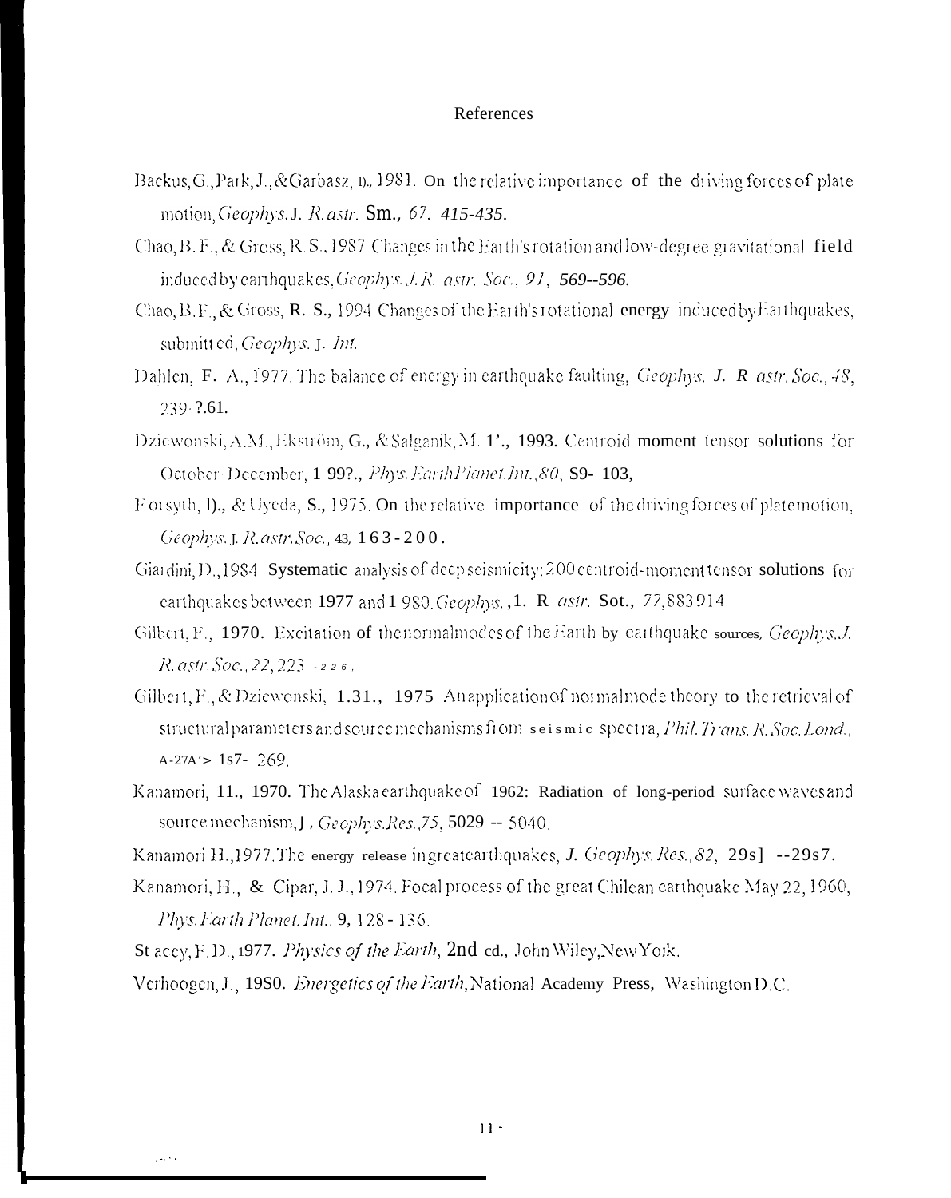## References

Backus, G., Park, J., & Garbasz, D., 1981. On the relative importance of the driving forces of plate motion, *Geophys. J. R. astr. Soc.*, *67*, 415-435.

Chao, B. F., & Gross, R. S., 1987. Changes in the Earth's rotation and low-degree gravitational field induced by earthquakes, *Geophys. J. R. astr. Soc.*, *91*, 569--596.

Chao, B. F., & Gross, R. S., 1994. Changes of the Earth's rotational energy induced by Earthquakes, submitted, *Geophys. J. Int.*

Dahlen, F. A., 1977. The balance of energy in earthquake faulting, *Geophys. J. R astr. Soc.*, *48*, 239-261.

Dziewonski, A.M., Ekström, G., & Salganik, M. P., 1993. Centroid moment tensor solutions for October-December, 1992., *Phys. Earth Planet. Int.*, *80*, 89-103,

Forsyth, D., & Uyeda, S., 1975. On the relative importance of the driving forces of plate motion, *Geophys. J. R. astr. Soc.*, 43, 163-200.

Giardini, D., 1984. Systematic analysis of deep seismicity: 200 centroid-moment tensor solutions for earthquakes between 1977 and 1980. *Geophys. J. R astr. Soc.*, 77, 883-914.

Gilbert, F., 1970. Excitation of the normal modes of the Earth by earthquake sources, *Geophys. J. R. astr. Soc.*, *22*, 223-226.

Gilbert, F., & Dziewonski, A. M., 1975. An application of normal mode theory to the retrieval of structural parameters and source mechanisms from seismic spectra, *Phil. Trans. R. Soc. Lond.*, A-278, 187-269.

Kanamori, H., 1970. The Alaska earthquake of 1962: Radiation of long-period surface waves and source mechanism, *J. Geophys. Res.*, *75*, 5029 -- 5040.

Kanamori, H., 1977. The energy release in great earthquakes, *J. Geophys. Res.*, *82*, 2981 --2987.

Kanamori, H., & Cipar, J. J., 1974. Focal process of the great Chilean earthquake May 22, 1960, *Phys. Earth Planet. Int.*, 9, 128 - 136.

Stacey, F. D., 1977. *Physics of the Earth*, 2nd ed., John Wiley, New York.

Verhoogen, J., 1980. *Energetics of the Earth*, National Academy Press, Washington D.C.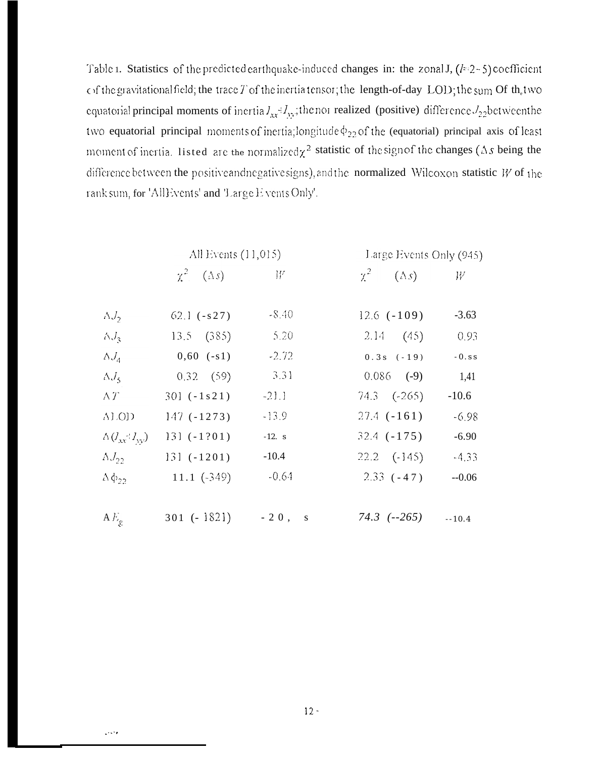Table 1. Statistics of the predicted earthquake-induced changes in: the zonal J, ($l$=2~5) coefficient of the gravitational field; the trace $T$ of the inertia tensor; the length-of-day LOD; the sum Of the two equatorial principal moments of inertia $I_{xx}+I_{yy}$; the nor realized (positive) difference $J_{22}$ between the two equatorial principal moments of inertia; longitude $\phi_{22}$ of the (equatorial) principal axis of least moment of inertia. listed are the normalized $\chi^2$ statistic of the sign of the changes ($\Delta s$ being the difference between the positive and negative signs), and the normalized Wilcoxon statistic $W$ of the rank sum, for 'All Events' and 'Large Events Only'.

| | All Events (11,015) | | Large Events Only (945) | |
|---|---|---|---|---|
| | $\chi^2$ ($\Delta s$) | $W$ | $\chi^2$ ($\Delta s$) | $W$ |
| $\Delta J_2$ | 62.1 (-s27) | -8.40 | 12.6 (-109) | -3.63 |
| $\Delta J_3$ | 13.5 (385) | 5.20 | 2.14 (45) | 0.93 |
| $\Delta J_4$ | 0,60 (-s1) | -2.72 | 0.3s (-19) | -0.ss |
| $\Delta J_5$ | 0.32 (59) | 3.31 | 0.086 (-9) | 1,41 |
| $\Delta T$ | 301 (-1s21) | -21.1 | 74.3 (-265) | -10.6 |
| $\Delta$LOD | 147 (-1273) | -13.9 | 27.4 (-161) | -6.98 |
| $\Delta(I_{xx}+I_{yy})$ | 131 (-1?01) | -12. s | 32.4 (-175) | -6.90 |
| $\Delta J_{22}$ | 131 (-1201) | -10.4 | 22.2 (-145) | -4.33 |
| $\Delta\phi_{22}$ | 11.1 (-349) | -0.64 | 2.33 (-47) | --0.06 |
| $\Delta E_g$ | 301 (- 1821) | - 2 0 , s | *74.3 (--265)* | --10.4 |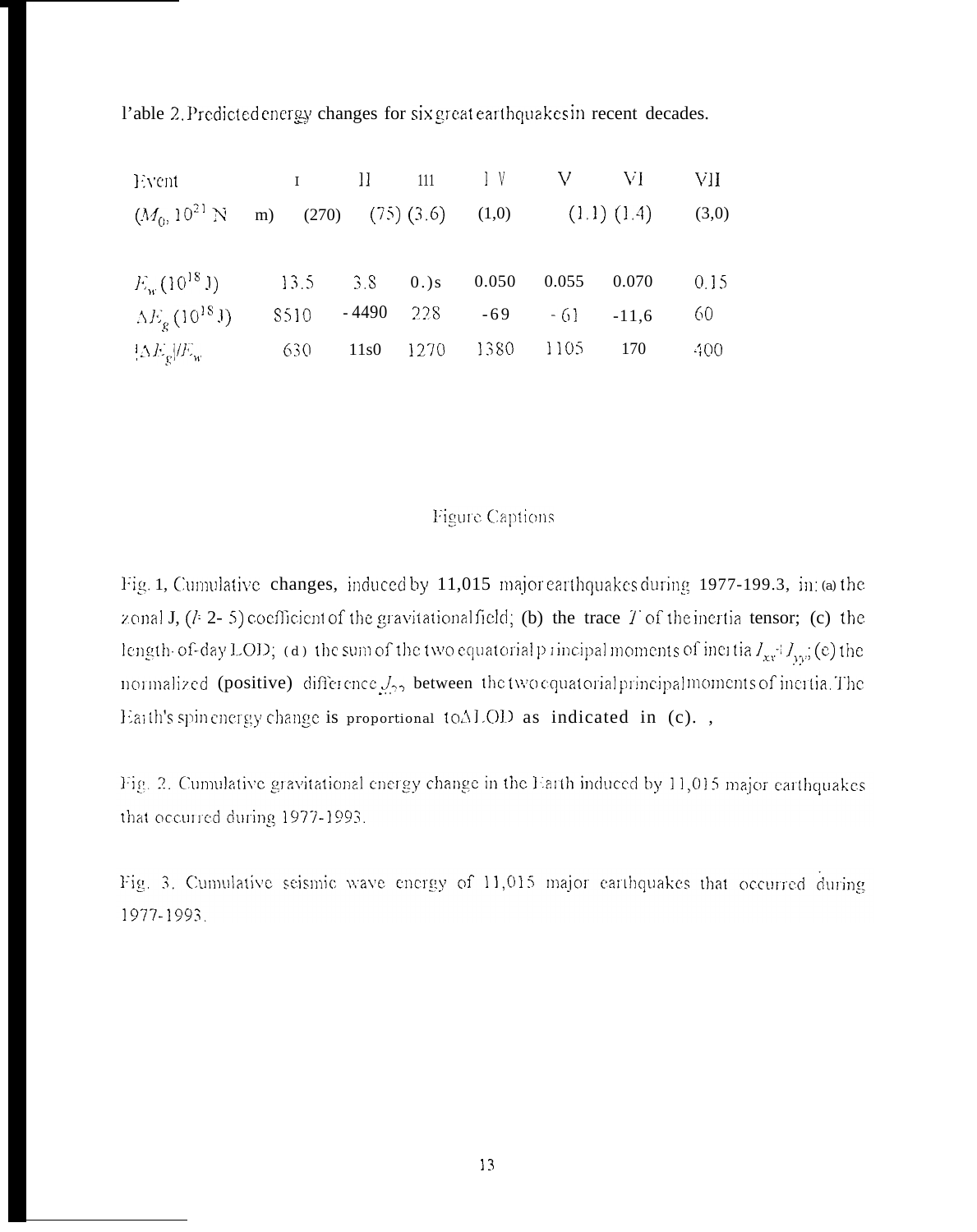Table 2. Predicted energy changes for six great earthquakes in recent decades.

| Event | I | II | III | IV | V | VI | VII |
|---|---|---|---|---|---|---|---|
| ($M_0$, $10^{21}$ N m) | (270) | (75) | (3.6) | (1.0) | (1.1) | (1.4) | (3.0) |
| $E_w$ ($10^{18}$ J) | 13.5 | 3.8 | 0.)s | 0.050 | 0.055 | 0.070 | 0.15 |
| $\Delta E_g$ ($10^{18}$ J) | 8510 | -4490 | 228 | -69 | -61 | -11.6 | 60 |
| $\lvert\Delta E_g\rvert/E_w$ | 630 | 11s0 | 1270 | 1380 | 1105 | 170 | 400 |

## Figure Captions

Fig. 1. Cumulative changes, induced by 11,015 major earthquakes during 1977-1993, in: (a) the zonal $J_l$ ($l$ = 2- 5) coefficient of the gravitational field; (b) the trace $T$ of the inertia tensor; (c) the length-of-day LOD; (d) the sum of the two equatorial principal moments of inertia $I_{xx}+I_{yy}$; (e) the normalized (positive) difference $J_{22}$ between the two equatorial principal moments of inertia. The Earth's spin energy change is proportional to $\Delta$LOD as indicated in (c).

Fig. 2. Cumulative gravitational energy change in the Earth induced by 11,015 major earthquakes that occurred during 1977-1993.

Fig. 3. Cumulative seismic wave energy of 11,015 major earthquakes that occurred during 1977-1993.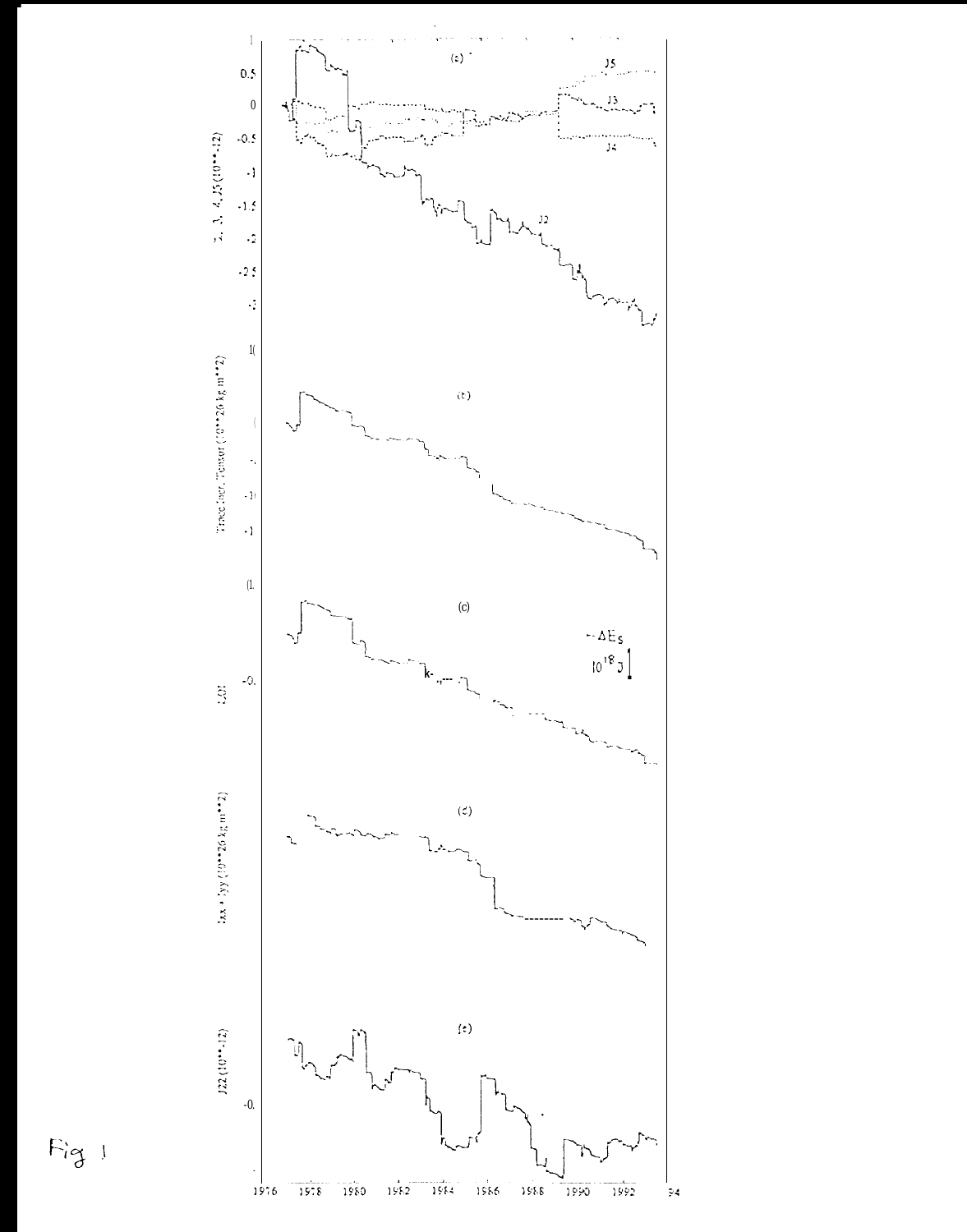Fig 1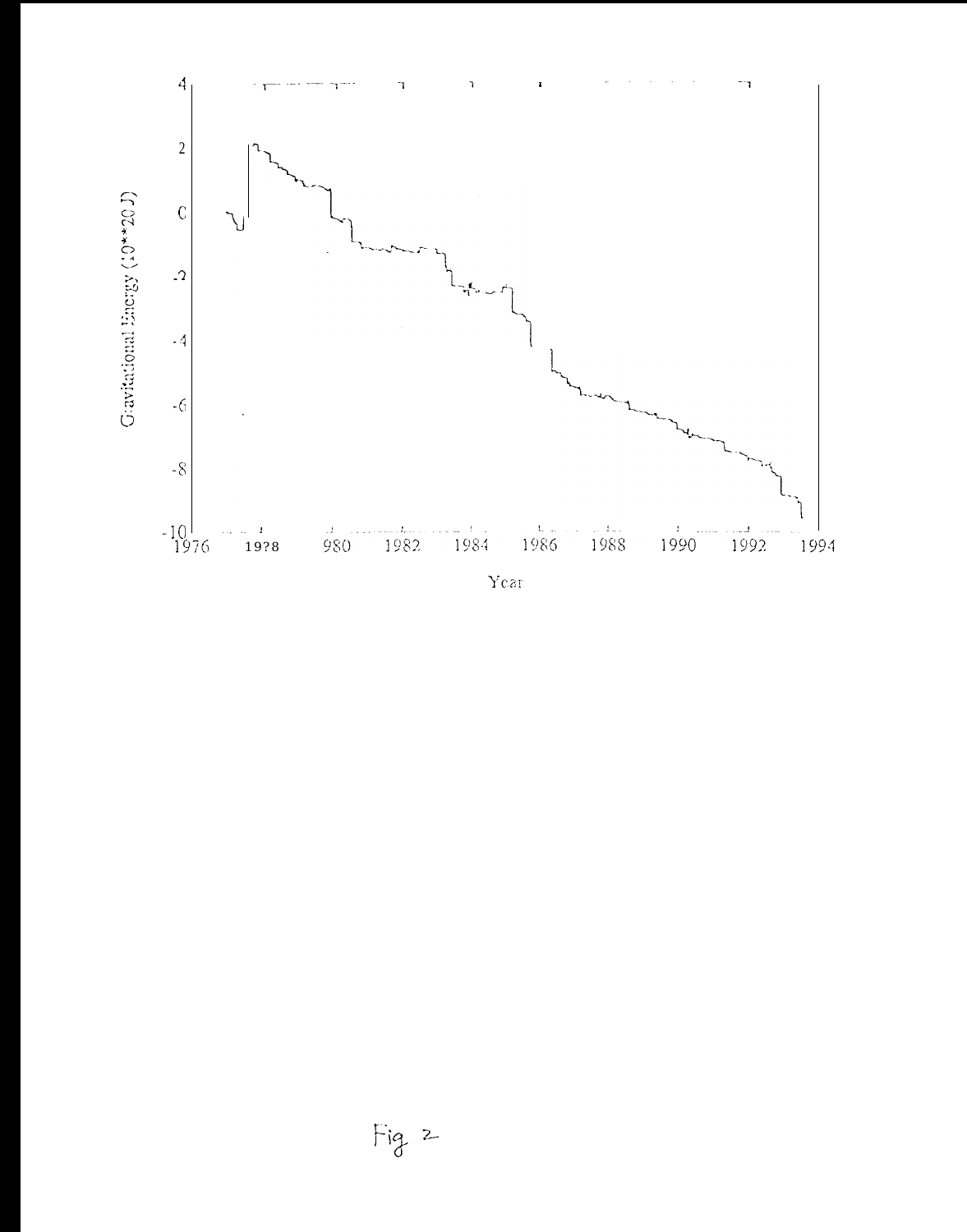Fig 2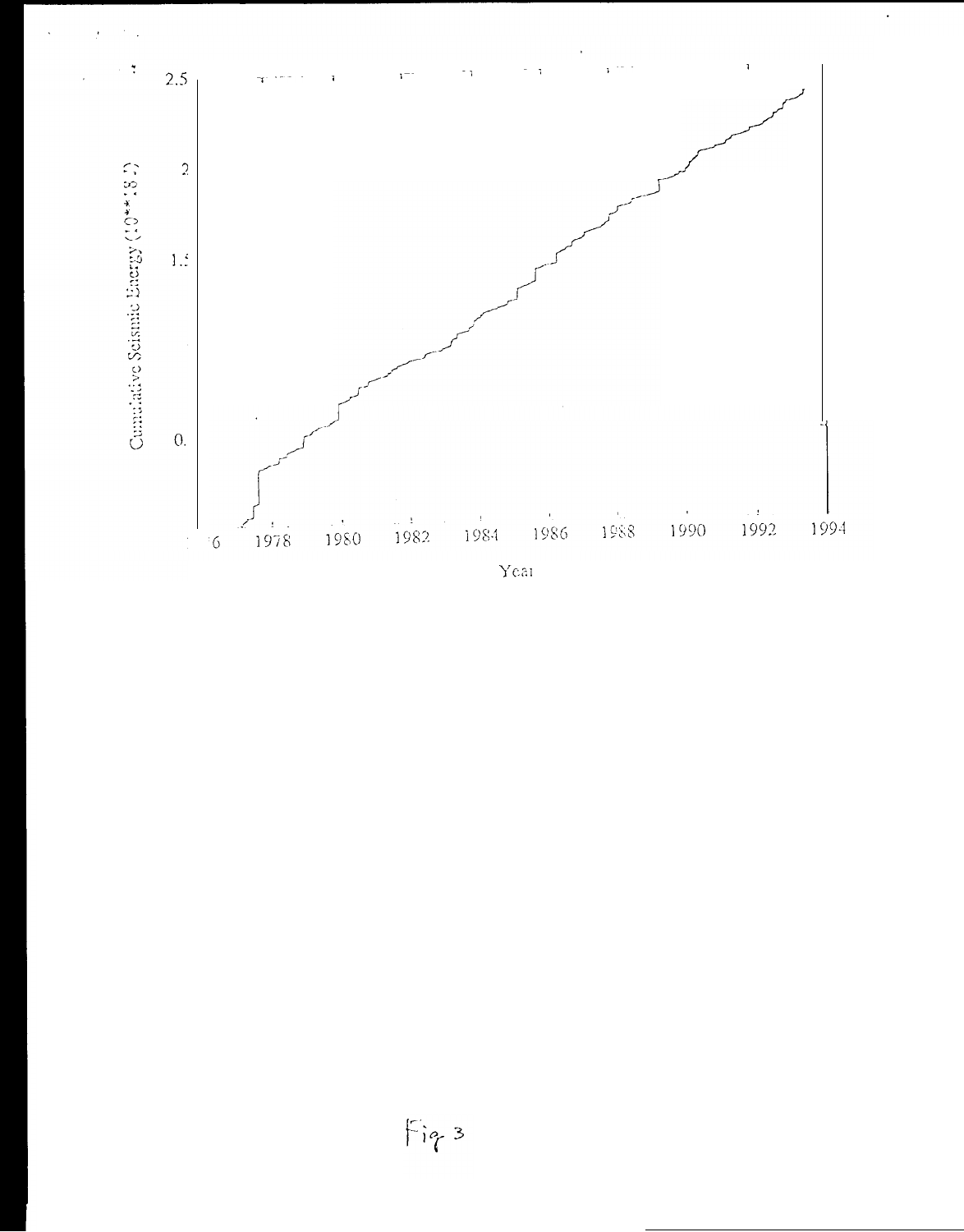2.5

2

1.5

0.

Cumulative Seismic Energy (10**18 ?)

6

1978

1980

1982

1984

1986

1988

1990

1992

1994

Year

Fig 3